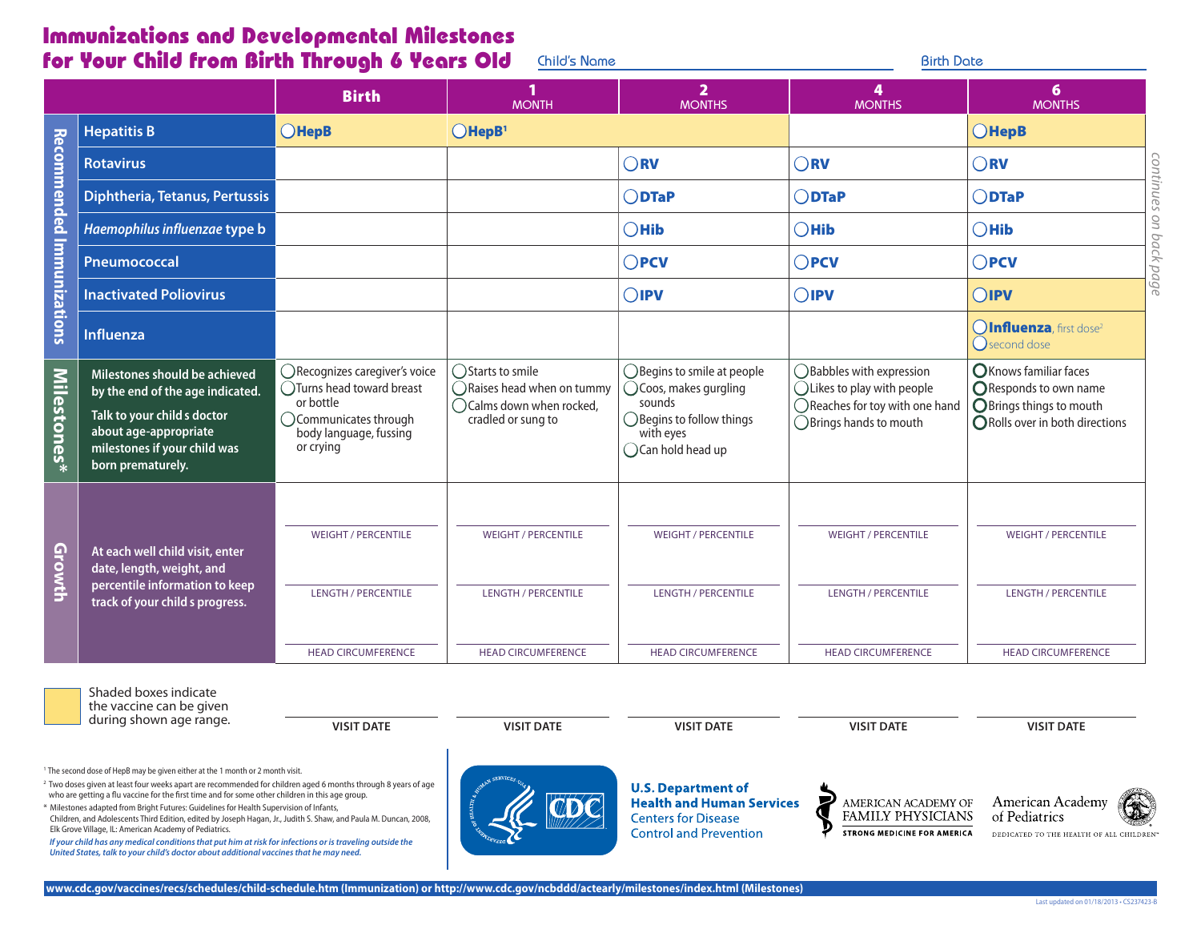# Immunizations and Developmental Milestones for Your Child from Birth Through 6 Years Old

Child's Name ______________________ Birth Date ______________

| | | Birth | 1 MONTH | 2 MONTHS | 4 MONTHS | 6 MONTHS |
|---|---|---|---|---|---|---|
| **Recommended Immunizations** | Hepatitis B | ◯ **HepB** | ◯ **HepB**[1] | | | ◯ **HepB** |
| | Rotavirus | | | ◯ **RV** | ◯ **RV** | ◯ **RV** |
| | Diphtheria, Tetanus, Pertussis | | | ◯ **DTaP** | ◯ **DTaP** | ◯ **DTaP** |
| | *Haemophilus influenzae* type b | | | ◯ **Hib** | ◯ **Hib** | ◯ **Hib** |
| | Pneumococcal | | | ◯ **PCV** | ◯ **PCV** | ◯ **PCV** |
| | Inactivated Poliovirus | | | ◯ **IPV** | ◯ **IPV** | ◯ **IPV** |
| | Influenza | | | | | ◯ **Influenza**, first dose[2] ◯ second dose |
| **Milestones*** | Milestones should be achieved by the end of the age indicated. Talk to your child's doctor about age-appropriate milestones if your child was born prematurely. | ◯ Recognizes caregiver's voice ◯ Turns head toward breast or bottle ◯ Communicates through body language, fussing or crying | ◯ Starts to smile ◯ Raises head when on tummy ◯ Calms down when rocked, cradled or sung to | ◯ Begins to smile at people ◯ Coos, makes gurgling sounds ◯ Begins to follow things with eyes ◯ Can hold head up | ◯ Babbles with expression ◯ Likes to play with people ◯ Reaches for toy with one hand ◯ Brings hands to mouth | ◯ Knows familiar faces ◯ Responds to own name ◯ Brings things to mouth ◯ Rolls over in both directions |
| **Growth** | At each well child visit, enter date, length, weight, and percentile information to keep track of your child's progress. | WEIGHT / PERCENTILE ___ LENGTH / PERCENTILE ___ HEAD CIRCUMFERENCE ___ | WEIGHT / PERCENTILE ___ LENGTH / PERCENTILE ___ HEAD CIRCUMFERENCE ___ | WEIGHT / PERCENTILE ___ LENGTH / PERCENTILE ___ HEAD CIRCUMFERENCE ___ | WEIGHT / PERCENTILE ___ LENGTH / PERCENTILE ___ HEAD CIRCUMFERENCE ___ | WEIGHT / PERCENTILE ___ LENGTH / PERCENTILE ___ HEAD CIRCUMFERENCE ___ |
| | | VISIT DATE | VISIT DATE | VISIT DATE | VISIT DATE | VISIT DATE |

*continues on back page*

Shaded boxes indicate the vaccine can be given during shown age range.

[1] The second dose of HepB may be given either at the 1 month or 2 month visit.

[2] Two doses given at least four weeks apart are recommended for children aged 6 months through 8 years of age who are getting a flu vaccine for the first time and for some other children in this age group.

\* Milestones adapted from Bright Futures: Guidelines for Health Supervision of Infants, Children, and Adolescents Third Edition, edited by Joseph Hagan, Jr., Judith S. Shaw, and Paula M. Duncan, 2008, Elk Grove Village, IL: American Academy of Pediatrics.

*If your child has any medical conditions that put him at risk for infections or is traveling outside the United States, talk to your child's doctor about additional vaccines that he may need.*

**U.S. Department of Health and Human Services**
Centers for Disease Control and Prevention

AMERICAN ACADEMY OF FAMILY PHYSICIANS
STRONG MEDICINE FOR AMERICA

American Academy of Pediatrics
DEDICATED TO THE HEALTH OF ALL CHILDREN™

**www.cdc.gov/vaccines/recs/schedules/child-schedule.htm (Immunization) or http://www.cdc.gov/ncbddd/actearly/milestones/index.html (Milestones)**

Last updated on 01/18/2013 • CS237423-B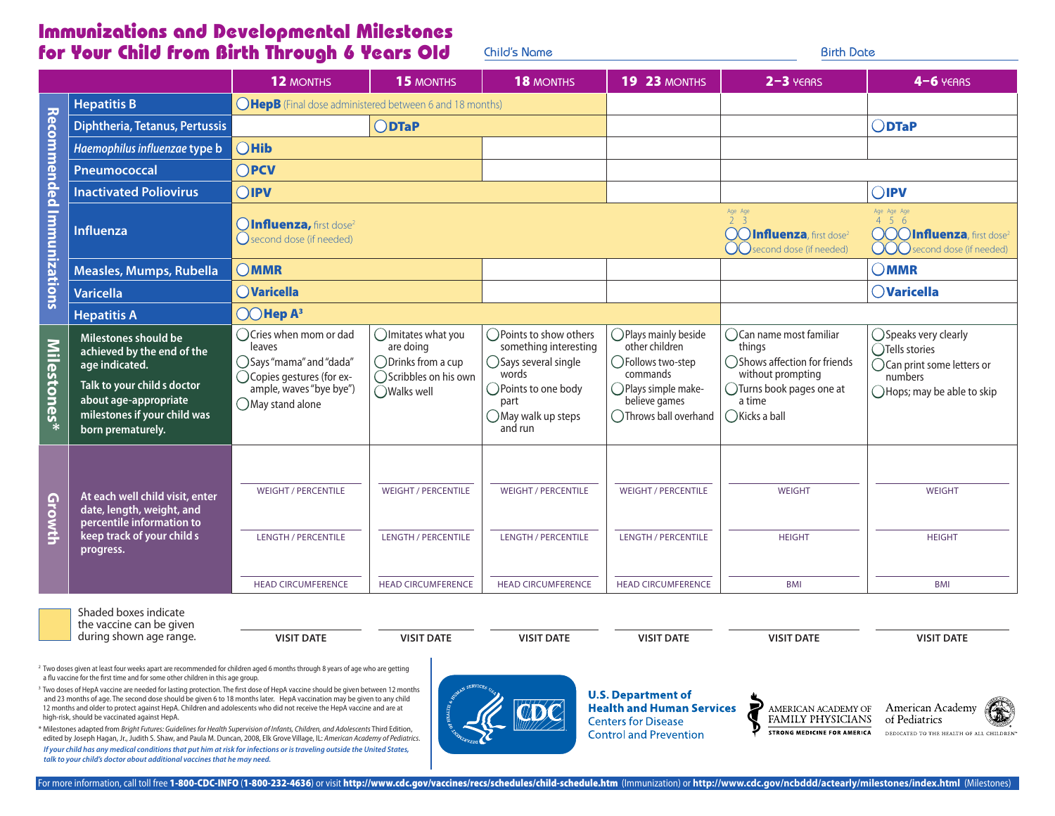# Immunizations and Developmental Milestones for Your Child from Birth Through 6 Years Old

Child's Name ______________________ Birth Date ______________

| | | 12 MONTHS | 15 MONTHS | 18 MONTHS | 19 23 MONTHS | 2–3 YEARS | 4–6 YEARS |
|---|---|---|---|---|---|---|---|
| Recommended Immunizations | Hepatitis B | ◯ **HepB** (Final dose administered between 6 and 18 months) | | | | | |
| | Diphtheria, Tetanus, Pertussis | | ◯ **DTaP** | | | | ◯ **DTaP** |
| | *Haemophilus influenzae* type b | ◯ **Hib** | | | | | |
| | Pneumococcal | ◯ **PCV** | | | | | |
| | Inactivated Poliovirus | ◯ **IPV** | | | | | ◯ **IPV** |
| | Influenza | ◯ **Influenza,** first dose[2] ◯ second dose (if needed) | | | | Age 2, Age 3 ◯◯ **Influenza**, first dose[2] ◯◯ second dose (if needed) | Age 4, Age 5, Age 6 ◯◯◯ **Influenza**, first dose[2] ◯◯◯ second dose (if needed) |
| | Measles, Mumps, Rubella | ◯ **MMR** | | | | | ◯ **MMR** |
| | Varicella | ◯ **Varicella** | | | | | ◯ **Varicella** |
| | Hepatitis A | ◯◯ **Hep A[3]** | | | | | |
| Milestones* | Milestones should be achieved by the end of the age indicated. Talk to your child s doctor about age-appropriate milestones if your child was born prematurely. | ◯ Cries when mom or dad leaves ◯ Says "mama" and "dada" ◯ Copies gestures (for example, waves "bye bye") ◯ May stand alone | ◯ Imitates what you are doing ◯ Drinks from a cup ◯ Scribbles on his own ◯ Walks well | ◯ Points to show others something interesting ◯ Says several single words ◯ Points to one body part ◯ May walk up steps and run | ◯ Plays mainly beside other children ◯ Follows two-step commands ◯ Plays simple make-believe games ◯ Throws ball overhand | ◯ Can name most familiar things ◯ Shows affection for friends without prompting ◯ Turns book pages one at a time ◯ Kicks a ball | ◯ Speaks very clearly ◯ Tells stories ◯ Can print some letters or numbers ◯ Hops; may be able to skip |
| Growth | At each well child visit, enter date, length, weight, and percentile information to keep track of your child s progress. | WEIGHT / PERCENTILE; LENGTH / PERCENTILE; HEAD CIRCUMFERENCE | WEIGHT / PERCENTILE; LENGTH / PERCENTILE; HEAD CIRCUMFERENCE | WEIGHT / PERCENTILE; LENGTH / PERCENTILE; HEAD CIRCUMFERENCE | WEIGHT / PERCENTILE; LENGTH / PERCENTILE; HEAD CIRCUMFERENCE | WEIGHT; HEIGHT; BMI | WEIGHT; HEIGHT; BMI |
| | | VISIT DATE | VISIT DATE | VISIT DATE | VISIT DATE | VISIT DATE | VISIT DATE |

Shaded boxes indicate the vaccine can be given during shown age range.

[2] Two doses given at least four weeks apart are recommended for children aged 6 months through 8 years of age who are getting a flu vaccine for the first time and for some other children in this age group.

[3] Two doses of HepA vaccine are needed for lasting protection. The first dose of HepA vaccine should be given between 12 months and 23 months of age. The second dose should be given 6 to 18 months later. HepA vaccination may be given to any child 12 months and older to protect against HepA. Children and adolescents who did not receive the HepA vaccine and are at high-risk, should be vaccinated against HepA.

* Milestones adapted from *Bright Futures: Guidelines for Health Supervision of Infants, Children, and Adolescents* Third Edition, edited by Joseph Hagan, Jr., Judith S. Shaw, and Paula M. Duncan, 2008, Elk Grove Village, IL: *American Academy of Pediatrics*.

*If your child has any medical conditions that put him at risk for infections or is traveling outside the United States, talk to your child's doctor about additional vaccines that he may need.*

U.S. Department of Health and Human Services
Centers for Disease Control and Prevention

AMERICAN ACADEMY OF FAMILY PHYSICIANS
STRONG MEDICINE FOR AMERICA

American Academy of Pediatrics
DEDICATED TO THE HEALTH OF ALL CHILDREN

For more information, call toll free **1-800-CDC-INFO** (**1-800-232-4636**) or visit **http://www.cdc.gov/vaccines/recs/schedules/child-schedule.htm** (Immunization) or **http://www.cdc.gov/ncbddd/actearly/milestones/index.html** (Milestones)